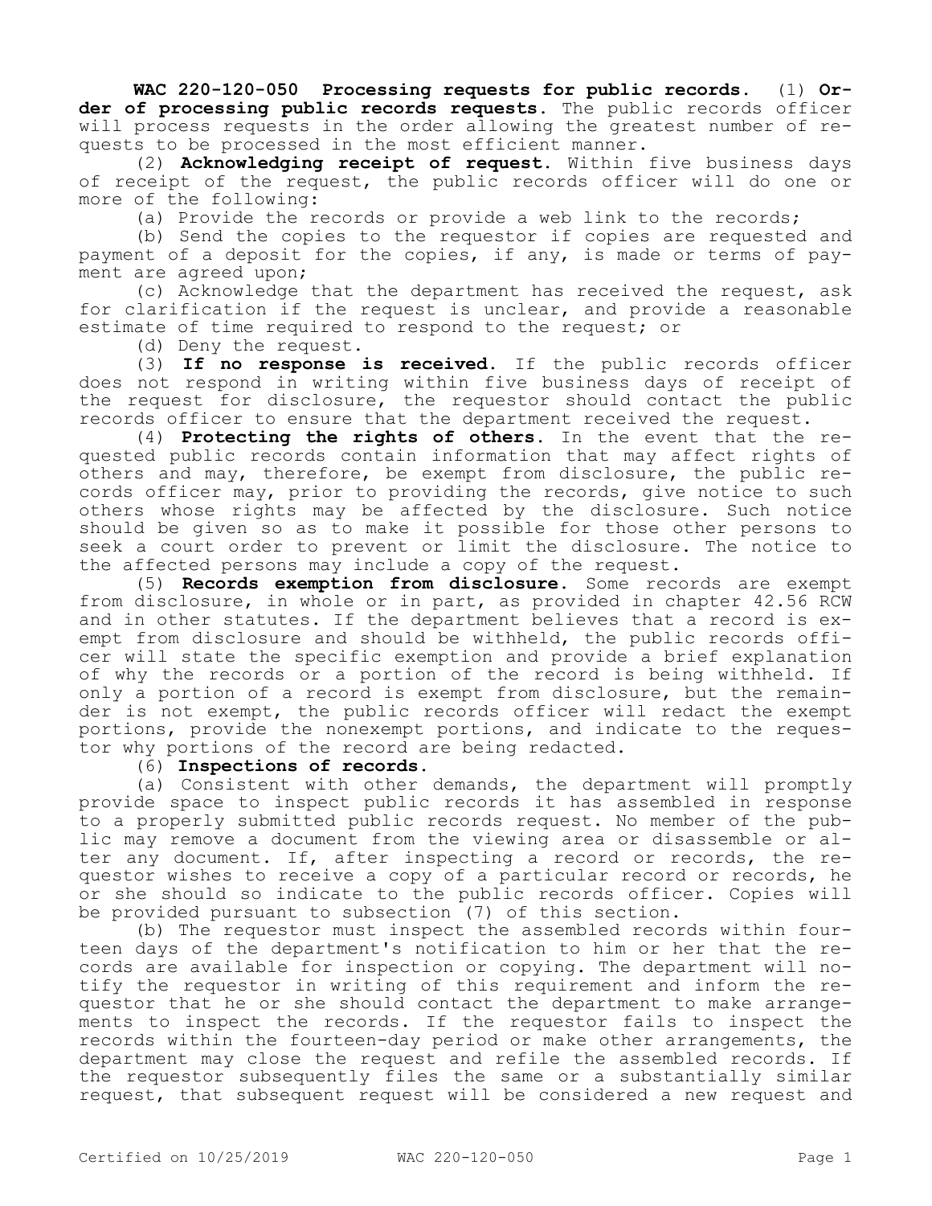**WAC 220-120-050 Processing requests for public records.** (1) **Order of processing public records requests.** The public records officer will process requests in the order allowing the greatest number of requests to be processed in the most efficient manner.

(2) **Acknowledging receipt of request.** Within five business days of receipt of the request, the public records officer will do one or more of the following:

(a) Provide the records or provide a web link to the records;

(b) Send the copies to the requestor if copies are requested and payment of a deposit for the copies, if any, is made or terms of payment are agreed upon;

(c) Acknowledge that the department has received the request, ask for clarification if the request is unclear, and provide a reasonable estimate of time required to respond to the request; or

(d) Deny the request.

(3) **If no response is received.** If the public records officer does not respond in writing within five business days of receipt of the request for disclosure, the requestor should contact the public records officer to ensure that the department received the request.

(4) **Protecting the rights of others.** In the event that the requested public records contain information that may affect rights of others and may, therefore, be exempt from disclosure, the public records officer may, prior to providing the records, give notice to such others whose rights may be affected by the disclosure. Such notice should be given so as to make it possible for those other persons to seek a court order to prevent or limit the disclosure. The notice to the affected persons may include a copy of the request.

(5) **Records exemption from disclosure.** Some records are exempt from disclosure, in whole or in part, as provided in chapter 42.56 RCW and in other statutes. If the department believes that a record is exempt from disclosure and should be withheld, the public records officer will state the specific exemption and provide a brief explanation of why the records or a portion of the record is being withheld. If only a portion of a record is exempt from disclosure, but the remainder is not exempt, the public records officer will redact the exempt portions, provide the nonexempt portions, and indicate to the requestor why portions of the record are being redacted.

(6) **Inspections of records.**

(a) Consistent with other demands, the department will promptly provide space to inspect public records it has assembled in response to a properly submitted public records request. No member of the public may remove a document from the viewing area or disassemble or alter any document. If, after inspecting a record or records, the requestor wishes to receive a copy of a particular record or records, he or she should so indicate to the public records officer. Copies will be provided pursuant to subsection (7) of this section.

(b) The requestor must inspect the assembled records within fourteen days of the department's notification to him or her that the records are available for inspection or copying. The department will notify the requestor in writing of this requirement and inform the requestor that he or she should contact the department to make arrangements to inspect the records. If the requestor fails to inspect the records within the fourteen-day period or make other arrangements, the department may close the request and refile the assembled records. If the requestor subsequently files the same or a substantially similar request, that subsequent request will be considered a new request and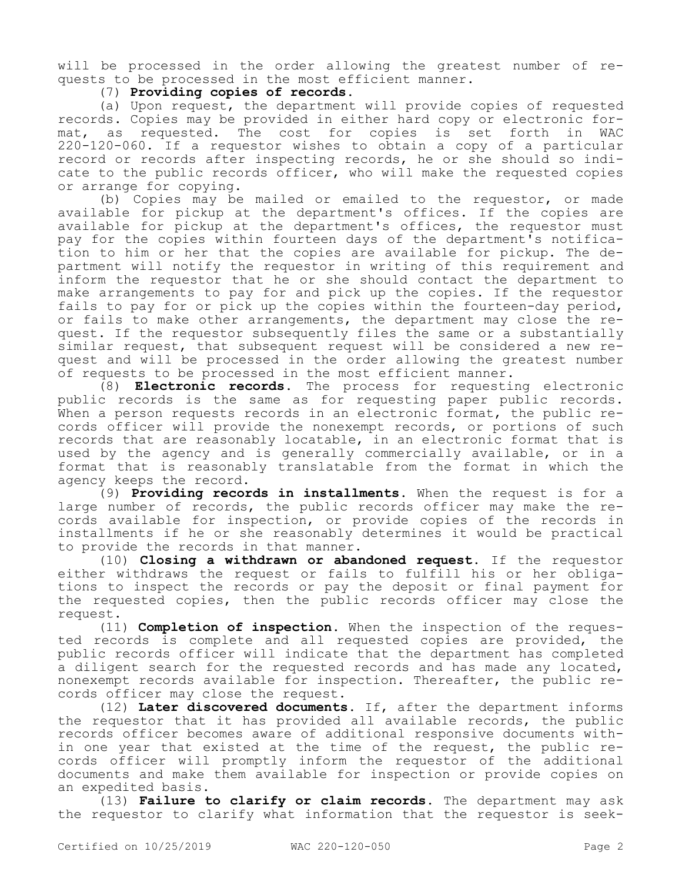will be processed in the order allowing the greatest number of requests to be processed in the most efficient manner.

(7) **Providing copies of records.**

(a) Upon request, the department will provide copies of requested records. Copies may be provided in either hard copy or electronic format, as requested. The cost for copies is set forth in WAC 220-120-060. If a requestor wishes to obtain a copy of a particular record or records after inspecting records, he or she should so indicate to the public records officer, who will make the requested copies or arrange for copying.

(b) Copies may be mailed or emailed to the requestor, or made available for pickup at the department's offices. If the copies are available for pickup at the department's offices, the requestor must pay for the copies within fourteen days of the department's notification to him or her that the copies are available for pickup. The department will notify the requestor in writing of this requirement and inform the requestor that he or she should contact the department to make arrangements to pay for and pick up the copies. If the requestor fails to pay for or pick up the copies within the fourteen-day period, or fails to make other arrangements, the department may close the request. If the requestor subsequently files the same or a substantially similar request, that subsequent request will be considered a new request and will be processed in the order allowing the greatest number of requests to be processed in the most efficient manner.

(8) **Electronic records.** The process for requesting electronic public records is the same as for requesting paper public records. When a person requests records in an electronic format, the public records officer will provide the nonexempt records, or portions of such records that are reasonably locatable, in an electronic format that is used by the agency and is generally commercially available, or in a format that is reasonably translatable from the format in which the agency keeps the record.

(9) **Providing records in installments.** When the request is for a large number of records, the public records officer may make the records available for inspection, or provide copies of the records in installments if he or she reasonably determines it would be practical to provide the records in that manner.

(10) **Closing a withdrawn or abandoned request.** If the requestor either withdraws the request or fails to fulfill his or her obligations to inspect the records or pay the deposit or final payment for the requested copies, then the public records officer may close the request.

(11) **Completion of inspection.** When the inspection of the requested records is complete and all requested copies are provided, the public records officer will indicate that the department has completed a diligent search for the requested records and has made any located, nonexempt records available for inspection. Thereafter, the public records officer may close the request.

(12) **Later discovered documents.** If, after the department informs the requestor that it has provided all available records, the public records officer becomes aware of additional responsive documents within one year that existed at the time of the request, the public records officer will promptly inform the requestor of the additional documents and make them available for inspection or provide copies on an expedited basis.

(13) **Failure to clarify or claim records.** The department may ask the requestor to clarify what information that the requestor is seek-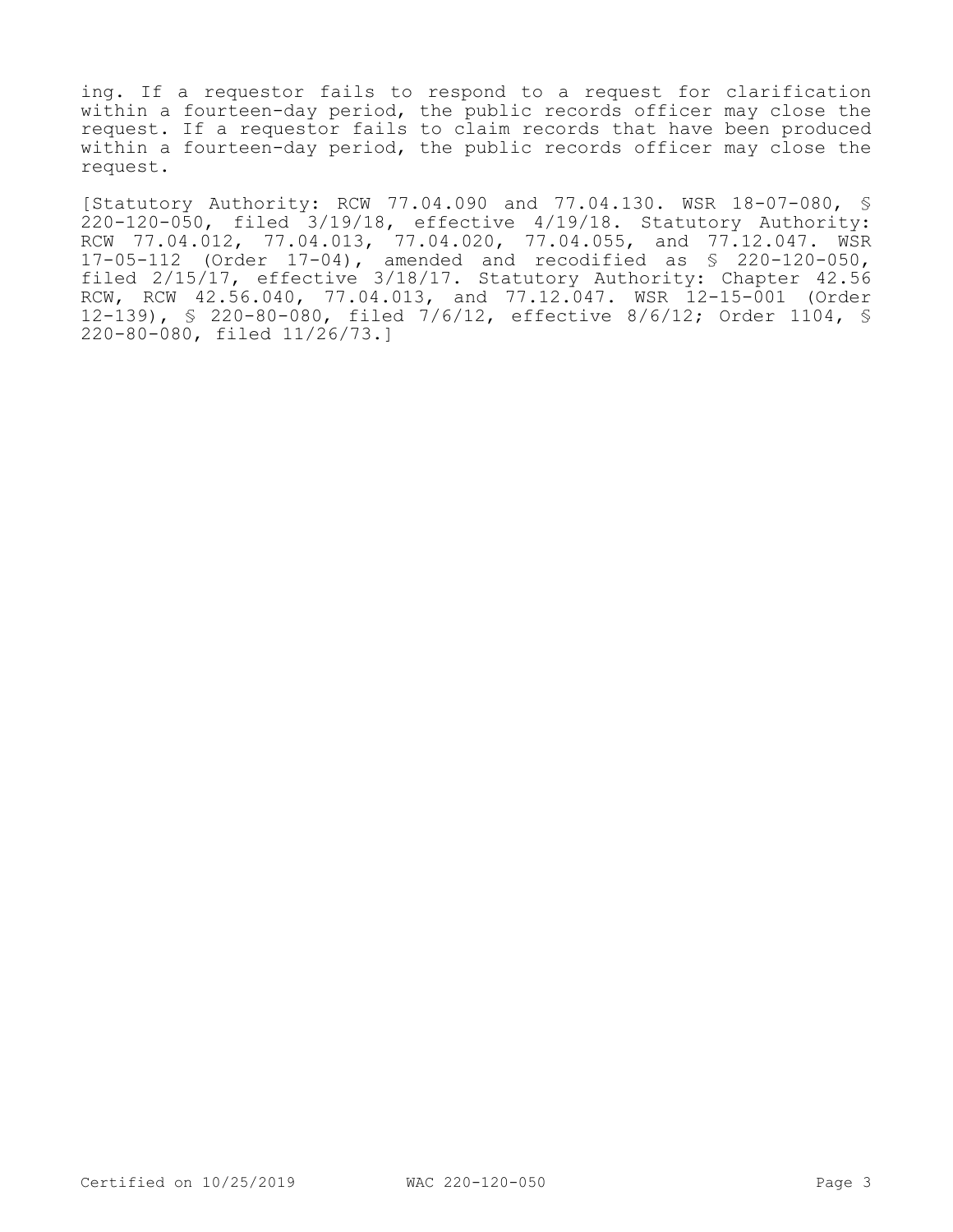ing. If a requestor fails to respond to a request for clarification within a fourteen-day period, the public records officer may close the request. If a requestor fails to claim records that have been produced within a fourteen-day period, the public records officer may close the request.

[Statutory Authority: RCW 77.04.090 and 77.04.130. WSR 18-07-080, § 220-120-050, filed 3/19/18, effective 4/19/18. Statutory Authority: RCW 77.04.012, 77.04.013, 77.04.020, 77.04.055, and 77.12.047. WSR 17-05-112 (Order 17-04), amended and recodified as § 220-120-050, filed 2/15/17, effective 3/18/17. Statutory Authority: Chapter 42.56 RCW, RCW 42.56.040, 77.04.013, and 77.12.047. WSR 12-15-001 (Order 12-139), § 220-80-080, filed 7/6/12, effective 8/6/12; Order 1104, § 220-80-080, filed 11/26/73.]